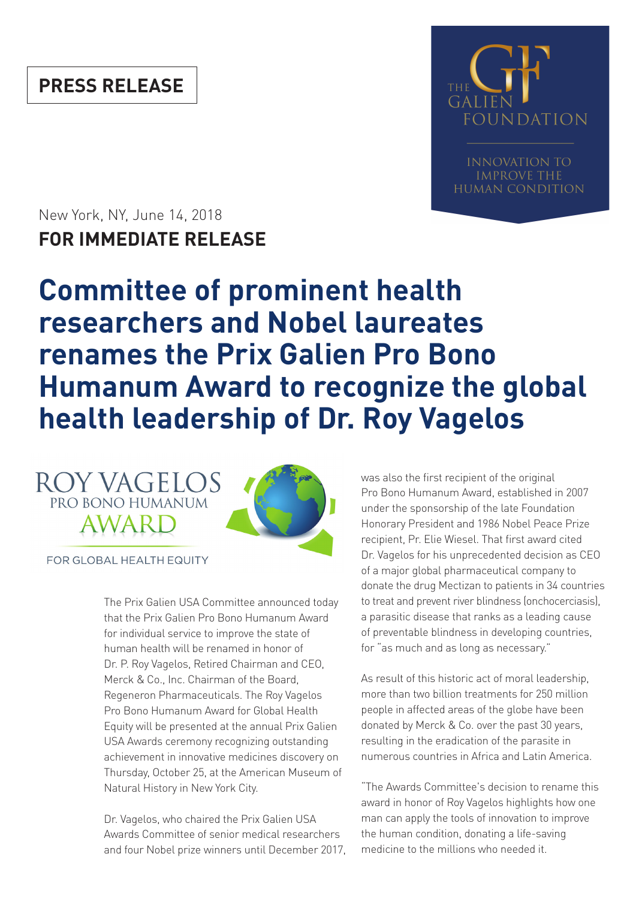**PRESS RELEASE**

THE GALIEN FOUNDATION

INNOVATION TO IMPROVE THE HUMAN CONDITION

New York, NY, June 14, 2018

**FOR IMMEDIATE RELEASE**

# Committee of prominent health researchers and Nobel laureates renames the Prix Galien Pro Bono Humanum Award to recognize the global health leadership of Dr. Roy Vagelos

ROY VAGELOS PRO BONO HUMANUM AWARD

FOR GLOBAL HEALTH EQUITY

The Prix Galien USA Committee announced today that the Prix Galien Pro Bono Humanum Award for individual service to improve the state of human health will be renamed in honor of Dr. P. Roy Vagelos, Retired Chairman and CEO, Merck & Co., Inc. Chairman of the Board, Regeneron Pharmaceuticals. The Roy Vagelos Pro Bono Humanum Award for Global Health Equity will be presented at the annual Prix Galien USA Awards ceremony recognizing outstanding achievement in innovative medicines discovery on Thursday, October 25, at the American Museum of Natural History in New York City.

Dr. Vagelos, who chaired the Prix Galien USA Awards Committee of senior medical researchers and four Nobel prize winners until December 2017, was also the first recipient of the original Pro Bono Humanum Award, established in 2007 under the sponsorship of the late Foundation Honorary President and 1986 Nobel Peace Prize recipient, Pr. Elie Wiesel. That first award cited Dr. Vagelos for his unprecedented decision as CEO of a major global pharmaceutical company to donate the drug Mectizan to patients in 34 countries to treat and prevent river blindness (onchocerciasis), a parasitic disease that ranks as a leading cause of preventable blindness in developing countries, for "as much and as long as necessary."

As result of this historic act of moral leadership, more than two billion treatments for 250 million people in affected areas of the globe have been donated by Merck & Co. over the past 30 years, resulting in the eradication of the parasite in numerous countries in Africa and Latin America.

"The Awards Committee's decision to rename this award in honor of Roy Vagelos highlights how one man can apply the tools of innovation to improve the human condition, donating a life-saving medicine to the millions who needed it.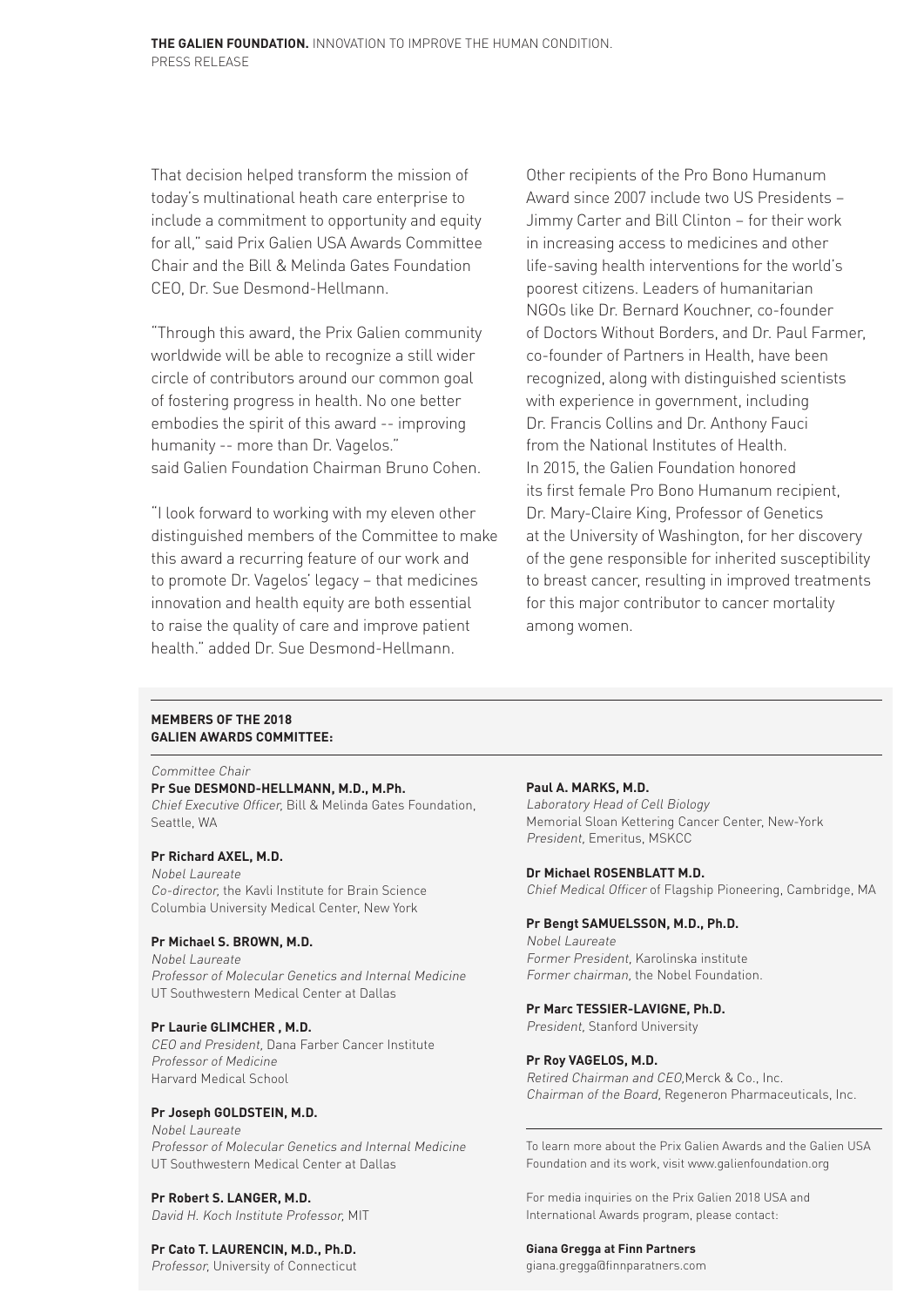That decision helped transform the mission of today's multinational heath care enterprise to include a commitment to opportunity and equity for all," said Prix Galien USA Awards Committee Chair and the Bill & Melinda Gates Foundation CEO, Dr. Sue Desmond-Hellmann.

"Through this award, the Prix Galien community worldwide will be able to recognize a still wider circle of contributors around our common goal of fostering progress in health. No one better embodies the spirit of this award -- improving humanity -- more than Dr. Vagelos." said Galien Foundation Chairman Bruno Cohen.

"I look forward to working with my eleven other distinguished members of the Committee to make this award a recurring feature of our work and to promote Dr. Vagelos' legacy – that medicines innovation and health equity are both essential to raise the quality of care and improve patient health." added Dr. Sue Desmond-Hellmann.

Other recipients of the Pro Bono Humanum Award since 2007 include two US Presidents – Jimmy Carter and Bill Clinton – for their work in increasing access to medicines and other life-saving health interventions for the world's poorest citizens. Leaders of humanitarian NGOs like Dr. Bernard Kouchner, co-founder of Doctors Without Borders, and Dr. Paul Farmer, co-founder of Partners in Health, have been recognized, along with distinguished scientists with experience in government, including Dr. Francis Collins and Dr. Anthony Fauci from the National Institutes of Health. In 2015, the Galien Foundation honored its first female Pro Bono Humanum recipient, Dr. Mary-Claire King, Professor of Genetics at the University of Washington, for her discovery of the gene responsible for inherited susceptibility to breast cancer, resulting in improved treatments for this major contributor to cancer mortality among women.

**MEMBERS OF THE 2018 GALIEN AWARDS COMMITTEE:**

*Committee Chair*
**Pr Sue DESMOND-HELLMANN, M.D., M.Ph.**
*Chief Executive Officer,* Bill & Melinda Gates Foundation, Seattle, WA

**Pr Richard AXEL, M.D.**
*Nobel Laureate*
*Co-director,* the Kavli Institute for Brain Science
Columbia University Medical Center, New York

**Pr Michael S. BROWN, M.D.**
*Nobel Laureate*
*Professor of Molecular Genetics and Internal Medicine*
UT Southwestern Medical Center at Dallas

**Pr Laurie GLIMCHER , M.D.**
*CEO and President,* Dana Farber Cancer Institute
*Professor of Medicine*
Harvard Medical School

**Pr Joseph GOLDSTEIN, M.D.**
*Nobel Laureate*
*Professor of Molecular Genetics and Internal Medicine*
UT Southwestern Medical Center at Dallas

**Pr Robert S. LANGER, M.D.**
*David H. Koch Institute Professor,* MIT

**Pr Cato T. LAURENCIN, M.D., Ph.D.**
*Professor,* University of Connecticut

**Paul A. MARKS, M.D.**
*Laboratory Head of Cell Biology*
Memorial Sloan Kettering Cancer Center, New-York
*President,* Emeritus, MSKCC

**Dr Michael ROSENBLATT M.D.**
*Chief Medical Officer* of Flagship Pioneering, Cambridge, MA

**Pr Bengt SAMUELSSON, M.D., Ph.D.**
*Nobel Laureate*
*Former President,* Karolinska institute
*Former chairman,* the Nobel Foundation.

**Pr Marc TESSIER-LAVIGNE, Ph.D.**
*President,* Stanford University

**Pr Roy VAGELOS, M.D.**
*Retired Chairman and CEO,*Merck & Co., Inc.
*Chairman of the Board,* Regeneron Pharmaceuticals, Inc.

To learn more about the Prix Galien Awards and the Galien USA Foundation and its work, visit www.galienfoundation.org

For media inquiries on the Prix Galien 2018 USA and International Awards program, please contact:

**Giana Gregga at Finn Partners**
giana.gregga@finnparatners.com